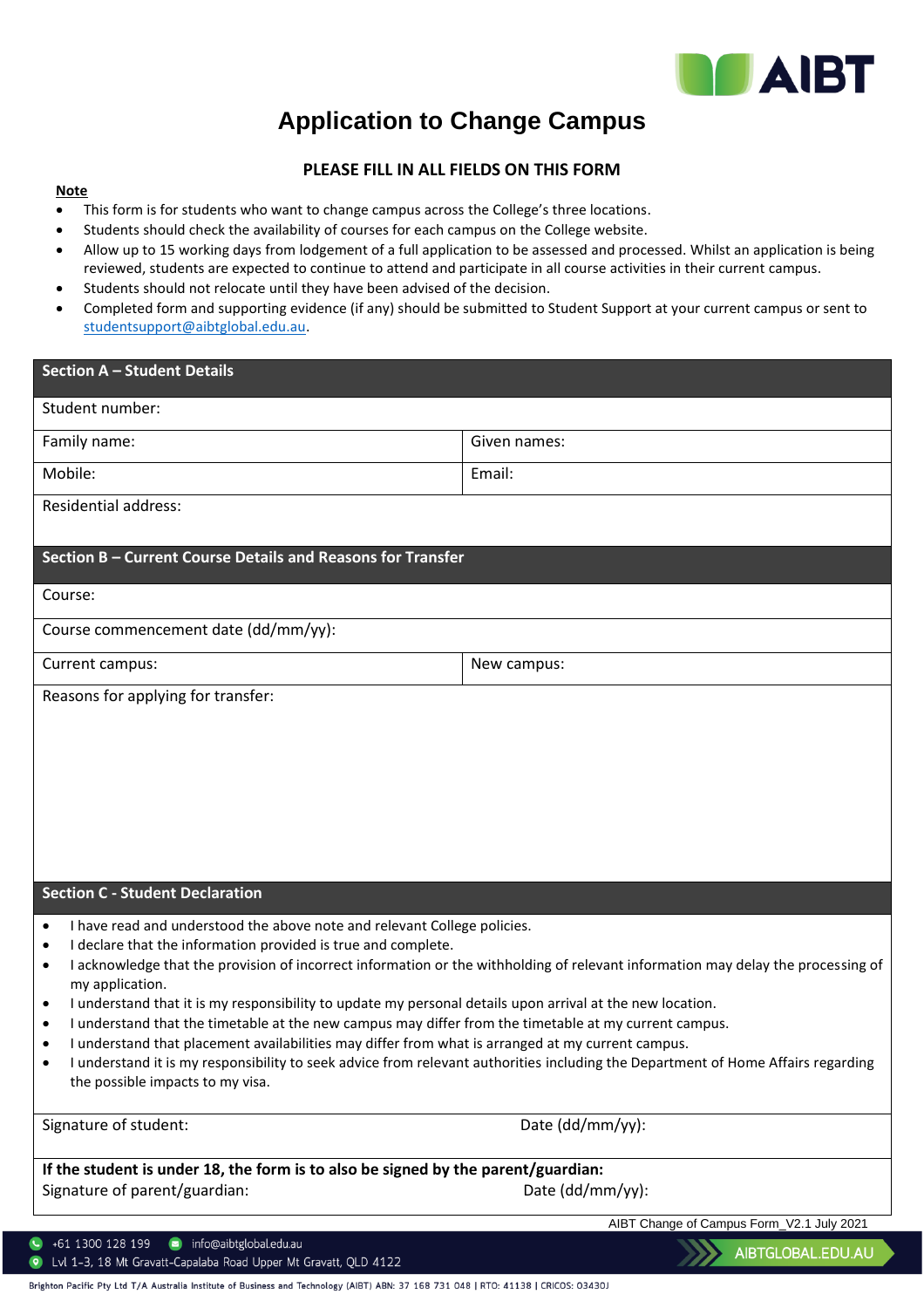# Application to Change Campus

**PLEASE FILL IN ALL FIELDS ON THIS FORM**

**Note**

- This form is for students who want to change campus across the College's three locations.
- Students should check the availability of courses for each campus on the College website.
- Allow up to 15 working days from lodgement of a full application to be assessed and processed. Whilst an application is being reviewed, students are expected to continue to attend and participate in all course activities in their current campus.
- Students should not relocate until they have been advised of the decision.
- Completed form and supporting evidence (if any) should be submitted to Student Support at your current campus or sent to studentsupport@aibtglobal.edu.au.

| **Section A – Student Details** | |
|---|---|
| Student number: | |
| Family name: | Given names: |
| Mobile: | Email: |
| Residential address: | |

| **Section B – Current Course Details and Reasons for Transfer** | |
|---|---|
| Course: | |
| Course commencement date (dd/mm/yy): | |
| Current campus: | New campus: |
| Reasons for applying for transfer: | |

**Section C - Student Declaration**

- I have read and understood the above note and relevant College policies.
- I declare that the information provided is true and complete.
- I acknowledge that the provision of incorrect information or the withholding of relevant information may delay the processing of my application.
- I understand that it is my responsibility to update my personal details upon arrival at the new location.
- I understand that the timetable at the new campus may differ from the timetable at my current campus.
- I understand that placement availabilities may differ from what is arranged at my current campus.
- I understand it is my responsibility to seek advice from relevant authorities including the Department of Home Affairs regarding the possible impacts to my visa.

Signature of student: Date (dd/mm/yy):

**If the student is under 18, the form is to also be signed by the parent/guardian:**

Signature of parent/guardian: Date (dd/mm/yy):

AIBT Change of Campus Form_V2.1 July 2021

+61 1300 128 199 | info@aibtglobal.edu.au

Lvl 1-3, 18 Mt Gravatt-Capalaba Road Upper Mt Gravatt, QLD 4122

AIBTGLOBAL.EDU.AU

Brighton Pacific Pty Ltd T/A Australia Institute of Business and Technology (AIBT) ABN: 37 168 731 048 | RTO: 41138 | CRICOS: 03430J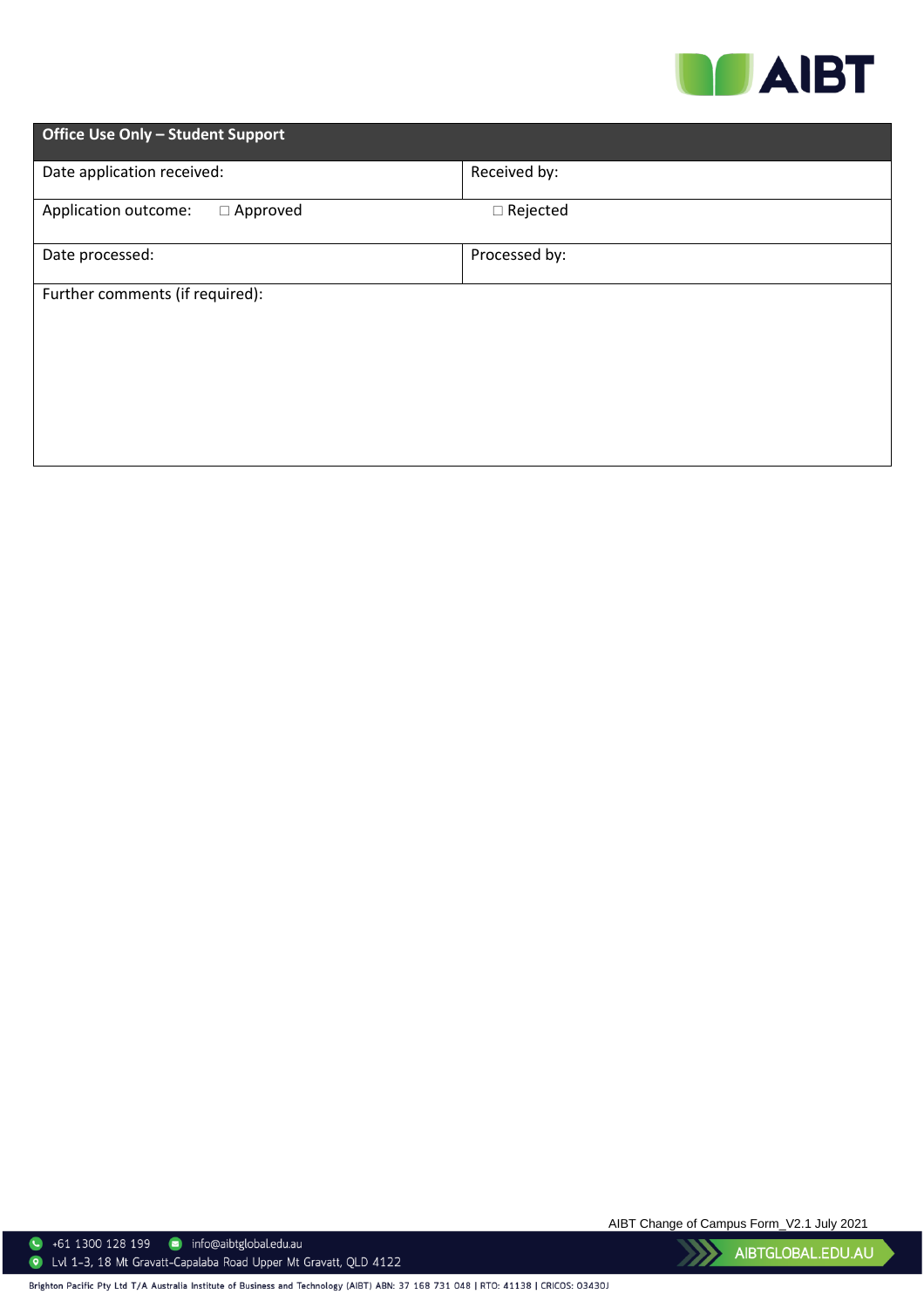| Office Use Only – Student Support | |
|---|---|
| Date application received: | Received by: |
| Application outcome: ☐ Approved | ☐ Rejected |
| Date processed: | Processed by: |
| Further comments (if required): | |

AIBT Change of Campus Form_V2.1 July 2021